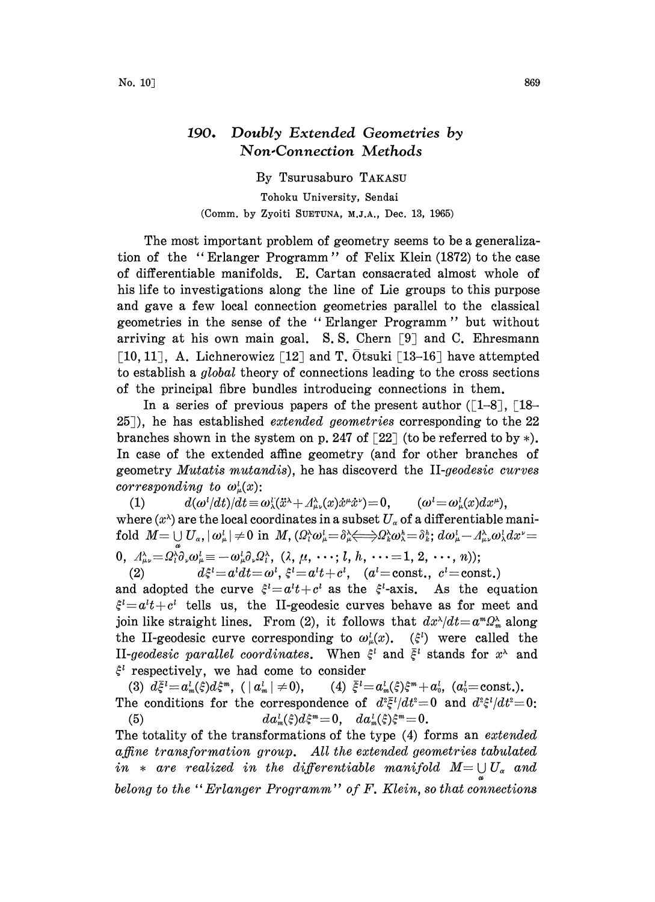# 190. Doubly Extended Geometries by Non-Connection Methods

By Tsurusaburo TAKASU

Tohoku University, Sendai

(Comm. by Zyoiti SUETUNA, M.J.A., Dec. 13, 1965)

The most important problem of geometry seems to be a generalization of the "Erlanger Programm" of Felix Klein (1872) to the case of differentiable manifolds. E. Cartan consacrated almost whole of his life to investigations along the line of Lie groups to this purpose and gave a few local connection geometries parallel to the classical geometries in the sense of the "Erlanger Programm" but without arriving at his own main goal. S. S. Chern [9] and C. Ehresmann [10, 11], A. Lichnerowicz [12] and T. Ōtsuki [13–16] have attempted to establish a *global* theory of connections leading to the cross sections of the principal fibre bundles introducing connections in them.

In a series of previous papers of the present author ([1–8], [18–25]), he has established *extended geometries* corresponding to the 22 branches shown in the system on p. 247 of [22] (to be referred to by *). In case of the extended affine geometry (and for other branches of geometry *Mutatis mutandis*), he has discoverd the II-*geodesic curves corresponding to* $\omega^l_\mu(x)$:

(1) $\quad d(\omega^l/dt)/dt \equiv \omega^l_\lambda(\ddot{x}^\lambda + \Lambda^\lambda_{\mu\nu}(x)\dot{x}^\mu\dot{x}^\nu) = 0, \qquad (\omega^l = \omega^l_\mu(x)dx^\mu),$

where $(x^\lambda)$ are the local coordinates in a subset $U_\alpha$ of a differentiable manifold $M = \bigcup_\alpha U_\alpha$, $|\omega^l_\mu| \neq 0$ in $M$, $(\Omega^\lambda_l \omega^l_\mu = \delta^\lambda_\mu \Longleftrightarrow \Omega^\lambda_k \omega^h_\lambda = \delta^h_k;\ d\omega^l_\mu - \Lambda^\lambda_{\mu\nu}\omega^l_\lambda dx^\nu = 0,\ \Lambda^\lambda_{\mu\nu} = \Omega^\lambda_l \partial_\nu \omega^l_\mu \equiv -\omega^l_\mu \partial_\nu \Omega^\lambda_l,\ (\lambda, \mu, \cdots; l, h, \cdots = 1, 2, \cdots, n))$;

(2) $\quad d\xi^l = a^l dt = \omega^l,\ \xi^l = a^l t + c^l, \quad (a^l = \text{const.},\ c^l = \text{const.})$

and adopted the curve $\xi^l = a^l t + c^l$ as the $\xi^l$-axis. As the equation $\xi^l = a^l t + c^l$ tells us, the II-geodesic curves behave as for meet and join like straight lines. From (2), it follows that $dx^\lambda/dt = a^m \Omega^\lambda_m$ along the II-geodesic curve corresponding to $\omega^l_\mu(x)$. $(\xi^l)$ were called the II-*geodesic parallel coordinates*. When $\xi^l$ and $\bar{\xi}^l$ stands for $x^\lambda$ and $\xi^l$ respectively, we had come to consider

(3) $d\bar{\xi}^l = a^l_m(\xi)d\xi^m$, $(|a^l_m| \neq 0)$, $\qquad$ (4) $\bar{\xi}^l = a^l_m(\xi)\xi^m + a^l_0$, $(a^l_0 = \text{const.})$.

The conditions for the correspondence of $d^2\bar{\xi}^l/dt^2 = 0$ and $d^2\xi^l/dt^2 = 0$:

(5) $$da^l_m(\xi)d\xi^m = 0, \quad da^l_m(\xi)\xi^m = 0.$$

The totality of the transformations of the type (4) forms an *extended affine transformation group*. *All the extended geometries tabulated in * are realized in the differentiable manifold $M = \bigcup_\alpha U_\alpha$ and belong to the "Erlanger Programm" of F. Klein, so that connections*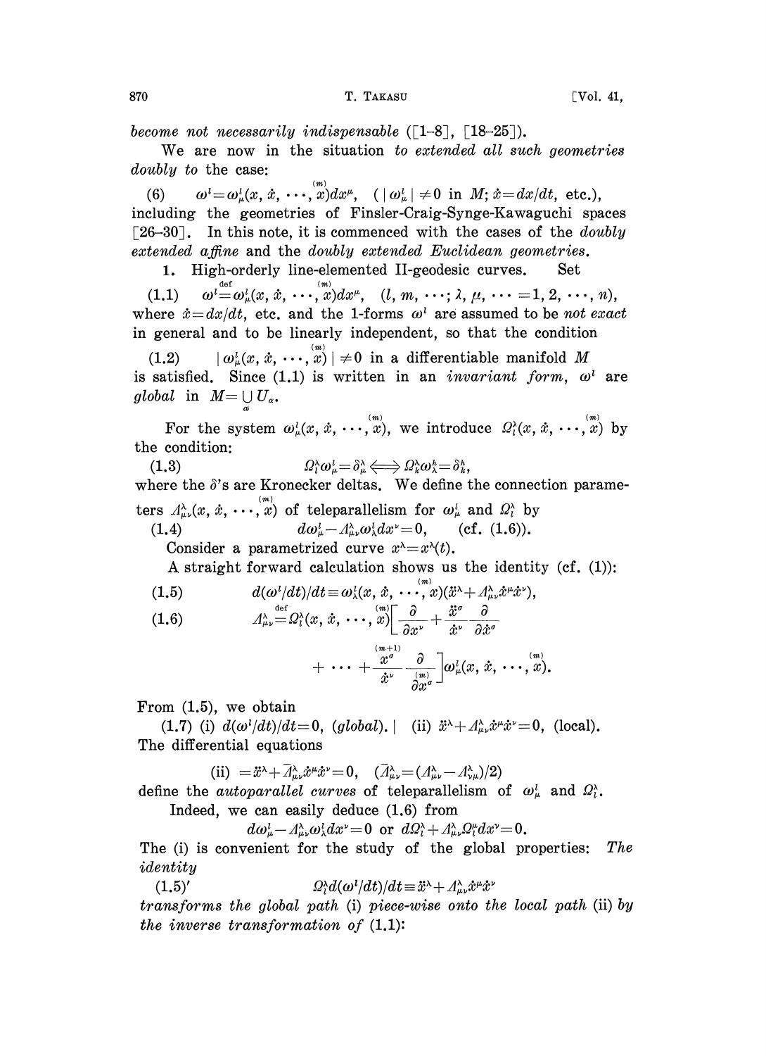*become not necessarily indispensable* ([1–8], [18–25]).

We are now in the situation *to extended all such geometries doubly to* the case:

(6) $\omega^l = \omega^l_\mu(x, \dot{x}, \cdots, \overset{(m)}{x})dx^\mu$, $(\,|\omega^l_\mu| \neq 0$ in $M$; $\dot{x} = dx/dt$, etc.),

including the geometries of Finsler-Craig-Synge-Kawaguchi spaces [26–30]. In this note, it is commenced with the cases of the *doubly extended affine* and the *doubly extended Euclidean geometries*.

**1. High-orderly line-elemented II-geodesic curves.** Set

(1.1) $\omega^l \overset{\text{def}}{=} \omega^l_\mu(x, \dot{x}, \cdots, \overset{(m)}{x})dx^\mu$, $(l, m, \cdots; \lambda, \mu, \cdots = 1, 2, \cdots, n)$,

where $\dot{x} = dx/dt$, etc. and the 1-forms $\omega^l$ are assumed to be *not exact* in general and to be linearly independent, so that the condition

(1.2) $|\omega^l_\mu(x, \dot{x}, \cdots, \overset{(m)}{x})| \neq 0$ in a differentiable manifold $M$

is satisfied. Since (1.1) is written in an *invariant form*, $\omega^l$ are *global* in $M = \bigcup_\alpha U_\alpha$.

For the system $\omega^l_\mu(x, \dot{x}, \cdots, \overset{(m)}{x})$, we introduce $\Omega^\lambda_l(x, \dot{x}, \cdots, \overset{(m)}{x})$ by the condition:

(1.3) $$\Omega^\lambda_l \omega^l_\mu = \delta^\lambda_\mu \Longleftrightarrow \Omega^\lambda_k \omega^h_\lambda = \delta^h_k,$$

where the $\delta$'s are Kronecker deltas. We define the connection parameters $\Lambda^\lambda_{\mu\nu}(x, \dot{x}, \cdots, \overset{(m)}{x})$ of teleparallelism for $\omega^l_\mu$ and $\Omega^\lambda_l$ by

(1.4) $$d\omega^l_\mu - \Lambda^\lambda_{\mu\nu}\omega^l_\lambda dx^\nu = 0, \qquad \text{(cf. (1.6))}.$$

Consider a parametrized curve $x^\lambda = x^\lambda(t)$.

A straight forward calculation shows us the identity (cf. (1)):

(1.5) $$d(\omega^l/dt)/dt \equiv \omega^l_\lambda(x, \dot{x}, \cdots, \overset{(m)}{x})(\ddot{x}^\lambda + \Lambda^\lambda_{\mu\nu}\dot{x}^\mu\dot{x}^\nu),$$

(1.6) $$\Lambda^\lambda_{\mu\nu} \overset{\text{def}}{=} \Omega^\lambda_l(x, \dot{x}, \cdots, \overset{(m)}{x})\left[\frac{\partial}{\partial x^\nu} + \frac{\ddot{x}^\sigma}{\dot{x}^\nu}\frac{\partial}{\partial \dot{x}^\sigma} + \cdots + \frac{\overset{(m+1)}{x^\sigma}}{\dot{x}^\nu}\frac{\partial}{\partial \overset{(m)}{x^\sigma}}\right]\omega^l_\mu(x, \dot{x}, \cdots, \overset{(m)}{x}).$$

From (1.5), we obtain

(1.7) (i) $d(\omega^l/dt)/dt = 0$, (*global*). | (ii) $\ddot{x}^\lambda + \Lambda^\lambda_{\mu\nu}\dot{x}^\mu\dot{x}^\nu = 0$, (local).

The differential equations

$$\text{(ii)} = \ddot{x}^\lambda + \bar{\Lambda}^\lambda_{\mu\nu}\dot{x}^\mu\dot{x}^\nu = 0, \quad (\bar{\Lambda}^\lambda_{\mu\nu} = (\Lambda^\lambda_{\mu\nu} - \Lambda^\lambda_{\nu\mu})/2)$$

define the *autoparallel curves* of teleparallelism of $\omega^l_\mu$ and $\Omega^\lambda_l$.

Indeed, we can easily deduce (1.6) from

$$d\omega^l_\mu - \Lambda^\lambda_{\mu\nu}\omega^l_\lambda dx^\nu = 0 \text{ or } d\Omega^\lambda_l + \Lambda^\lambda_{\mu\nu}\Omega^\mu_l dx^\nu = 0.$$

The (i) is convenient for the study of the global properties: *The identity*

(1.5)′ $$\Omega^\lambda_l d(\omega^l/dt)/dt \equiv \ddot{x}^\lambda + \Lambda^\lambda_{\mu\nu}\dot{x}^\mu\dot{x}^\nu$$

*transforms the global path* (i) *piece-wise onto the local path* (ii) *by the inverse transformation of* (1.1):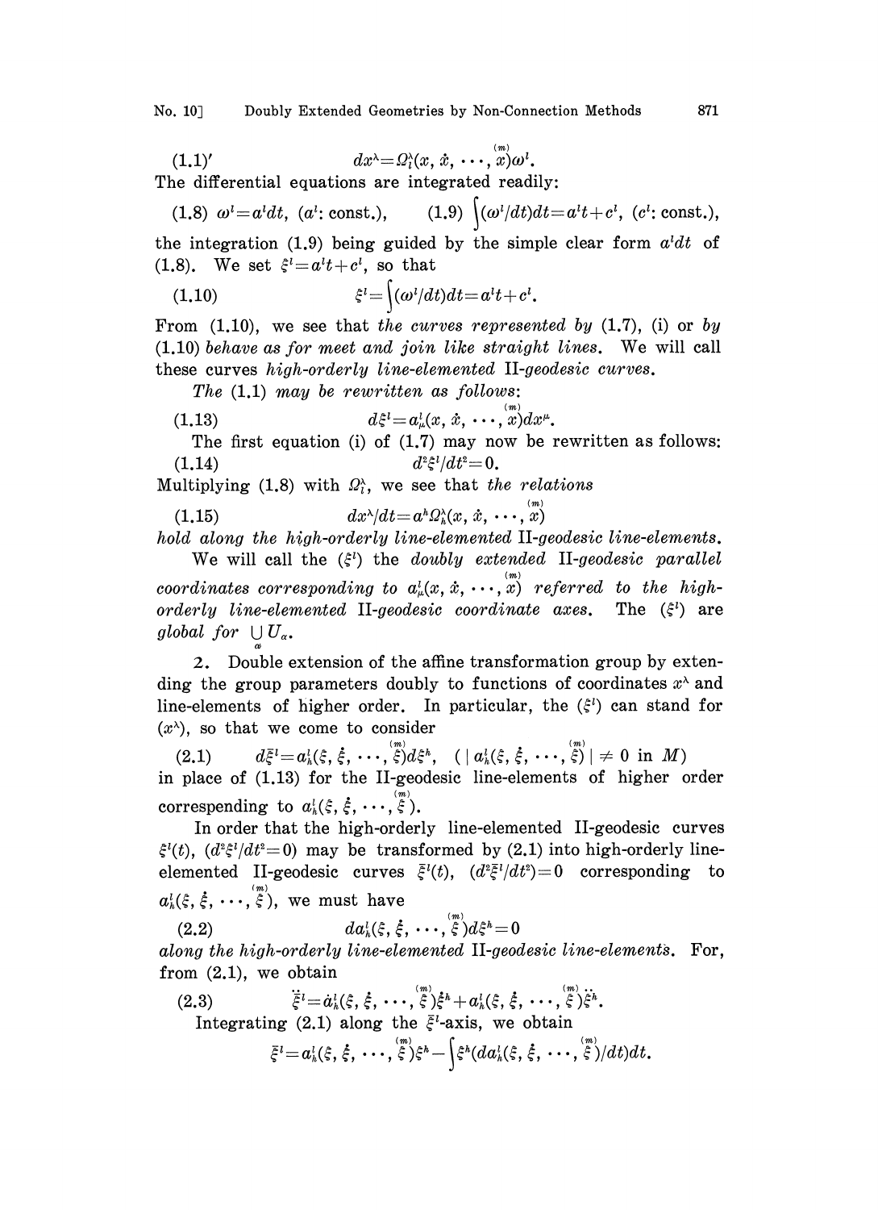$$(1.1)' \qquad dx^\lambda = \Omega_l^\lambda(x, \dot{x}, \cdots, \overset{(m)}{x})\omega^l.$$

The differential equations are integrated readily:

$$(1.8)\ \omega^l = a^l dt,\ (a^l\text{: const.}), \qquad (1.9)\ \int(\omega^l/dt)dt = a^l t + c^l,\ (c^l\text{: const.}),$$

the integration (1.9) being guided by the simple clear form $a^l dt$ of (1.8). We set $\xi^l = a^l t + c^l$, so that

$$(1.10) \qquad \xi^l = \int(\omega^l/dt)dt = a^l t + c^l.$$

From (1.10), we see that *the curves represented by* (1.7), (i) *or by* (1.10) *behave as for meet and join like straight lines.* We will call these curves *high-orderly line-elemented* II-*geodesic curves.*

*The* (1.1) *may be rewritten as follows*:

$$(1.13) \qquad d\xi^l = a_\mu^l(x, \dot{x}, \cdots, \overset{(m)}{x})dx^\mu.$$

The first equation (i) of (1.7) may now be rewritten as follows:

$$(1.14) \qquad d^2\xi^l/dt^2 = 0.$$

Multiplying (1.8) with $\Omega_l^\lambda$, we see that *the relations*

$$(1.15) \qquad dx^\lambda/dt = a^h\Omega_h^\lambda(x, \dot{x}, \cdots, \overset{(m)}{x})$$

*hold along the high-orderly line-elemented* II-*geodesic line-elements.*

We will call the $(\xi^l)$ the *doubly extended* II-*geodesic parallel coordinates corresponding to* $a_\mu^l(x, \dot{x}, \cdots, \overset{(m)}{x})$ *referred to the high-orderly line-elemented* II-*geodesic coordinate axes.* The $(\xi^l)$ are *global for* $\bigcup_\alpha U_\alpha$.

2. Double extension of the affine transformation group by extending the group parameters doubly to functions of coordinates $x^\lambda$ and line-elements of higher order. In particular, the $(\xi^l)$ can stand for $(x^\lambda)$, so that we come to consider

$$(2.1) \qquad d\bar{\xi}^l = a_h^l(\xi, \dot{\xi}, \cdots, \overset{(m)}{\xi})d\xi^h, \quad (\,|\,a_h^l(\xi, \dot{\xi}, \cdots, \overset{(m)}{\xi})\,| \neq 0 \text{ in } M)$$

in place of (1.13) for the II-geodesic line-elements of higher order correspending to $a_h^l(\xi, \dot{\xi}, \cdots, \overset{(m)}{\xi})$.

In order that the high-orderly line-elemented II-geodesic curves $\xi^l(t)$, $(d^2\xi^l/dt^2 = 0)$ may be transformed by (2.1) into high-orderly line-elemented II-geodesic curves $\bar{\xi}^l(t)$, $(d^2\bar{\xi}^l/dt^2) = 0$ corresponding to $a_h^l(\xi, \dot{\xi}, \cdots, \overset{(m)}{\xi})$, we must have

$$(2.2) \qquad da_h^l(\xi, \dot{\xi}, \cdots, \overset{(m)}{\xi})d\xi^h = 0$$

*along the high-orderly line-elemented* II-*geodesic line-elements.* For, from (2.1), we obtain

$$(2.3) \qquad \ddot{\bar{\xi}}^l = \dot{a}_h^l(\xi, \dot{\xi}, \cdots, \overset{(m)}{\xi})\dot{\xi}^h + a_h^l(\xi, \dot{\xi}, \cdots, \overset{(m)}{\xi})\ddot{\xi}^h.$$

Integrating (2.1) along the $\bar{\xi}^l$-axis, we obtain

$$\bar{\xi}^l = a_h^l(\xi, \dot{\xi}, \cdots, \overset{(m)}{\xi})\xi^h - \int\xi^h(da_h^l(\xi, \dot{\xi}, \cdots, \overset{(m)}{\xi})/dt)dt.$$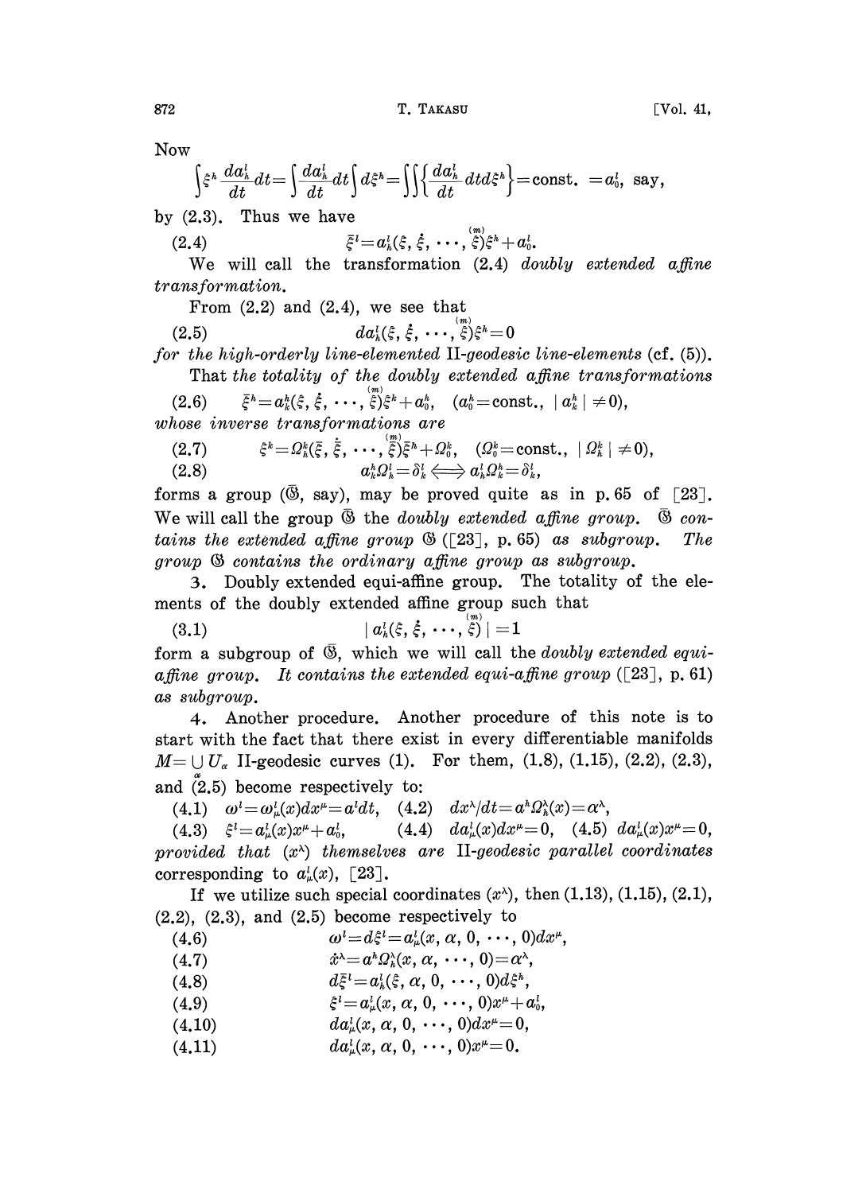Now

$$\int \xi^h \frac{da^l_h}{dt}dt = \int \frac{da^l_h}{dt}dt \int d\xi^h = \iint \left\{ \frac{da^l_h}{dt} dt d\xi^h \right\} = \text{const.} = a^l_0, \text{ say,}$$

by (2.3). Thus we have

$$\bar{\xi}^l = a^l_h(\xi, \dot{\xi}, \cdots, \overset{(m)}{\xi})\xi^h + a^l_0. \tag{2.4}$$

We will call the transformation (2.4) *doubly extended affine transformation.*

From (2.2) and (2.4), we see that

$$da^l_h(\xi, \dot{\xi}, \cdots, \overset{(m)}{\xi})\xi^h = 0 \tag{2.5}$$

*for the high-orderly line-elemented* II-*geodesic line-elements* (cf. (5)).

That *the totality of the doubly extended affine transformations*

$$\bar{\xi}^h = a^h_k(\xi, \dot{\xi}, \cdots, \overset{(m)}{\xi})\xi^k + a^h_0, \quad (a^h_0 = \text{const.}, \ |a^h_k| \neq 0), \tag{2.6}$$

*whose inverse transformations are*

$$\xi^k = \Omega^k_h(\bar{\xi}, \dot{\bar{\xi}}, \cdots, \overset{(m)}{\bar{\xi}})\bar{\xi}^h + \Omega^k_0, \quad (\Omega^k_0 = \text{const.}, \ |\Omega^k_h| \neq 0), \tag{2.7}$$

$$a^h_k \Omega^l_h = \delta^l_k \Longleftrightarrow a^l_h \Omega^h_k = \delta^l_k, \tag{2.8}$$

*forms a group* ($\bar{\mathfrak{G}}$, *say*), may be proved quite as in p. 65 of [23]. We will call the group $\bar{\mathfrak{G}}$ the *doubly extended affine group.* $\bar{\mathfrak{G}}$ *contains the extended affine group* $\mathfrak{G}$ ([23], p. 65) *as subgroup. The group* $\mathfrak{G}$ *contains the ordinary affine group as subgroup.*

3. Doubly extended equi-affine group. The totality of the elements of the doubly extended affine group such that

$$|a^l_h(\xi, \dot{\xi}, \cdots, \overset{(m)}{\xi})| = 1 \tag{3.1}$$

form a subgroup of $\bar{\mathfrak{G}}$, which we will call the *doubly extended equi-affine group. It contains the extended equi-affine group* ([23], p. 61) *as subgroup.*

4. Another procedure. Another procedure of this note is to start with the fact that there exist in every differentiable manifolds $M = \bigcup_\alpha U_\alpha$ II-geodesic curves (1). For them, (1.8), (1.15), (2.2), (2.3), and (2.5) become respectively to:

(4.1) $\omega^l = \omega^l_\mu(x)dx^\mu = a^l dt$, (4.2) $dx^\lambda/dt = a^h \Omega^\lambda_h(x) = a^\lambda$,

(4.3) $\xi^l = a^l_\mu(x)x^\mu + a^l_0$, (4.4) $da^l_\mu(x)dx^\mu = 0$, (4.5) $da^l_\mu(x)x^\mu = 0$,

*provided that* ($x^\lambda$) *themselves are* II-*geodesic parallel coordinates* corresponding to $a^l_\mu(x)$, [23].

If we utilize such special coordinates ($x^\lambda$), then (1.13), (1.15), (2.1), (2.2), (2.3), and (2.5) become respectively to

$$\omega^l = d\xi^l = a^l_\mu(x, \alpha, 0, \cdots, 0)dx^\mu, \tag{4.6}$$

$$\dot{x}^\lambda = a^h \Omega^\lambda_h(x, \alpha, \cdots, 0) = \alpha^\lambda, \tag{4.7}$$

$$d\bar{\xi}^l = a^l_h(\xi, \alpha, 0, \cdots, 0)d\xi^h, \tag{4.8}$$

$$\xi^l = a^l_\mu(x, \alpha, 0, \cdots, 0)x^\mu + a^l_0, \tag{4.9}$$

$$da^l_\mu(x, \alpha, 0, \cdots, 0)dx^\mu = 0, \tag{4.10}$$

$$da^l_\mu(x, \alpha, 0, \cdots, 0)x^\mu = 0. \tag{4.11}$$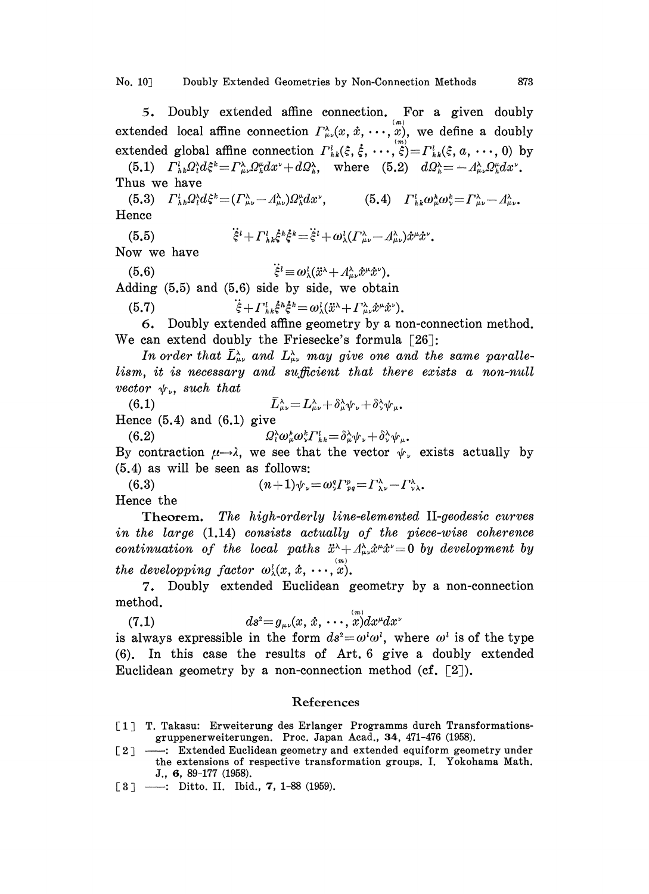5. Doubly extended affine connection. For a given doubly extended local affine connection $\Gamma^{\lambda}_{\mu\nu}(x, \dot{x}, \cdots, \overset{(m)}{x})$, we define a doubly extended global affine connection $\Gamma^{l}_{hk}(\xi, \dot{\xi}, \cdots, \overset{(m)}{\xi}) = \Gamma^{l}_{hk}(\xi, a, \cdots, 0)$ by

(5.1) $\Gamma^{l}_{hk}\Omega^{\lambda}_{l}d\xi^{k} = \Gamma^{\lambda}_{\mu\nu}\Omega^{\mu}_{h}dx^{\nu} + d\Omega^{\lambda}_{h}$, where (5.2) $d\Omega^{\lambda}_{h} = -\Lambda^{\lambda}_{\mu\nu}\Omega^{\mu}_{h}dx^{\nu}$.

Thus we have

(5.3) $\Gamma^{l}_{hk}\Omega^{\lambda}_{l}d\xi^{k} = (\Gamma^{\lambda}_{\mu\nu} - \Lambda^{\lambda}_{\mu\nu})\Omega^{\mu}_{h}dx^{\nu}$, (5.4) $\Gamma^{l}_{hk}\omega^{h}_{\mu}\omega^{k}_{\nu} = \Gamma^{\lambda}_{\mu\nu} - \Lambda^{\lambda}_{\mu\nu}$.

Hence

$$\ddot{\xi}^{l} + \Gamma^{l}_{hk}\dot{\xi}^{h}\dot{\xi}^{k} = \ddot{\xi}^{l} + \omega^{l}_{\lambda}(\Gamma^{\lambda}_{\mu\nu} - \Lambda^{\lambda}_{\mu\nu})\dot{x}^{\mu}\dot{x}^{\nu}. \tag{5.5}$$

Now we have

$$\ddot{\xi}^{l} \equiv \omega^{l}_{\lambda}(\ddot{x}^{\lambda} + \Lambda^{\lambda}_{\mu\nu}\dot{x}^{\mu}\dot{x}^{\nu}). \tag{5.6}$$

Adding (5.5) and (5.6) side by side, we obtain

$$\ddot{\xi} + \Gamma^{l}_{hk}\dot{\xi}^{h}\dot{\xi}^{k} = \omega^{l}_{\lambda}(\ddot{x}^{\lambda} + \Gamma^{\lambda}_{\mu\nu}\dot{x}^{\mu}\dot{x}^{\nu}). \tag{5.7}$$

6. Doubly extended affine geometry by a non-connection method. We can extend doubly the Friesecke's formula [26]:

*In order that $\bar{L}^{\lambda}_{\mu\nu}$ and $L^{\lambda}_{\mu\nu}$ may give one and the same parallelism, it is necessary and sufficient that there exists a non-null vector $\psi_{\nu}$, such that*

$$\bar{L}^{\lambda}_{\mu\nu} = L^{\lambda}_{\mu\nu} + \delta^{\lambda}_{\mu}\psi_{\nu} + \delta^{\lambda}_{\nu}\psi_{\mu}. \tag{6.1}$$

Hence (5.4) and (6.1) give

$$\Omega^{\lambda}_{l}\omega^{h}_{\mu}\omega^{k}_{\nu}\Gamma^{l}_{hk} = \delta^{\lambda}_{\mu}\psi_{\nu} + \delta^{\lambda}_{\nu}\psi_{\mu}. \tag{6.2}$$

By contraction $\mu \to \lambda$, we see that the vector $\psi_{\nu}$ exists actually by (5.4) as will be seen as follows:

$$(n+1)\psi_{\nu} = \omega^{q}_{\nu}\Gamma^{p}_{pq} = \Gamma^{\lambda}_{\lambda\nu} - \Gamma^{\lambda}_{\nu\lambda}. \tag{6.3}$$

Hence the

**Theorem.** *The high-orderly line-elemented* II-*geodesic curves in the large* (1.14) *consists actually of the piece-wise coherence continuation of the local paths* $\ddot{x}^{\lambda} + \Lambda^{\lambda}_{\mu\nu}\dot{x}^{\mu}\dot{x}^{\nu} = 0$ *by development by the developping factor* $\omega^{l}_{\lambda}(x, \dot{x}, \cdots, \overset{(m)}{x})$.

7. Doubly extended Euclidean geometry by a non-connection method.

$$ds^{2} = g_{\mu\nu}(x, \dot{x}, \cdots, \overset{(m)}{x})dx^{\mu}dx^{\nu} \tag{7.1}$$

is always expressible in the form $ds^{2} = \omega^{l}\omega^{l}$, where $\omega^{l}$ is of the type (6). In this case the results of Art. 6 give a doubly extended Euclidean geometry by a non-connection method (cf. [2]).

## References

[1] T. Takasu: Erweiterung des Erlanger Programms durch Transformationsgruppenerweiterungen. Proc. Japan Acad., **34**, 471-476 (1958).

[2] ——: Extended Euclidean geometry and extended equiform geometry under the extensions of respective transformation groups. I. Yokohama Math. J., **6**, 89-177 (1958).

[3] ——: Ditto. II. Ibid., **7**, 1-88 (1959).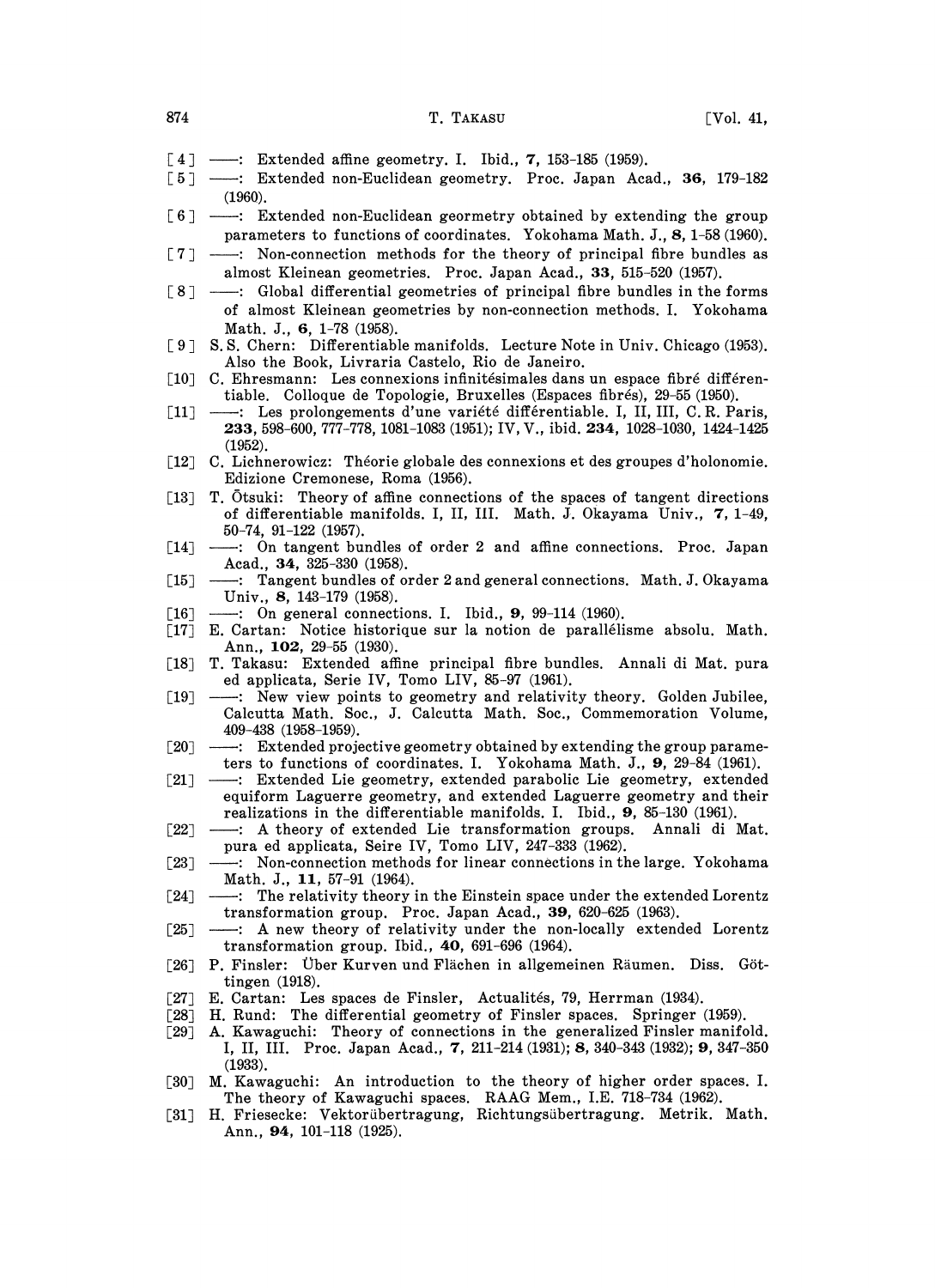[4] ——: Extended affine geometry. I. Ibid., **7**, 153-185 (1959).

[5] ——: Extended non-Euclidean geometry. Proc. Japan Acad., **36**, 179-182 (1960).

[6] ——: Extended non-Euclidean geormetry obtained by extending the group parameters to functions of coordinates. Yokohama Math. J., **8**, 1-58 (1960).

[7] ——: Non-connection methods for the theory of principal fibre bundles as almost Kleinean geometries. Proc. Japan Acad., **33**, 515-520 (1957).

[8] ——: Global differential geometries of principal fibre bundles in the forms of almost Kleinean geometries by non-connection methods. I. Yokohama Math. J., **6**, 1-78 (1958).

[9] S. S. Chern: Differentiable manifolds. Lecture Note in Univ. Chicago (1953). Also the Book, Livraria Castelo, Rio de Janeiro.

[10] C. Ehresmann: Les connexions infinitésimales dans un espace fibré différentiable. Colloque de Topologie, Bruxelles (Espaces fibrés), 29-55 (1950).

[11] ——: Les prolongements d'une variété différentiable. I, II, III, C. R. Paris, **233**, 598-600, 777-778, 1081-1083 (1951); IV, V., ibid. **234**, 1028-1030, 1424-1425 (1952).

[12] C. Lichnerowicz: Théorie globale des connexions et des groupes d'holonomie. Edizione Cremonese, Roma (1956).

[13] T. Ōtsuki: Theory of affine connections of the spaces of tangent directions of differentiable manifolds. I, II, III. Math. J. Okayama Univ., **7**, 1-49, 50-74, 91-122 (1957).

[14] ——: On tangent bundles of order 2 and affine connections. Proc. Japan Acad., **34**, 325-330 (1958).

[15] ——: Tangent bundles of order 2 and general connections. Math. J. Okayama Univ., **8**, 143-179 (1958).

[16] ——: On general connections. I. Ibid., **9**, 99-114 (1960).

[17] E. Cartan: Notice historique sur la notion de parallélisme absolu. Math. Ann., **102**, 29-55 (1930).

[18] T. Takasu: Extended affine principal fibre bundles. Annali di Mat. pura ed applicata, Serie IV, Tomo LIV, 85-97 (1961).

[19] ——: New view points to geometry and relativity theory. Golden Jubilee, Calcutta Math. Soc., J. Calcutta Math. Soc., Commemoration Volume, 409-438 (1958-1959).

[20] ——: Extended projective geometry obtained by extending the group parameters to functions of coordinates. I. Yokohama Math. J., **9**, 29-84 (1961).

[21] ——: Extended Lie geometry, extended parabolic Lie geometry, extended equiform Laguerre geometry, and extended Laguerre geometry and their realizations in the differentiable manifolds. I. Ibid., **9**, 85-130 (1961).

[22] ——: A theory of extended Lie transformation groups. Annali di Mat. pura ed applicata, Seire IV, Tomo LIV, 247-333 (1962).

[23] ——: Non-connection methods for linear connections in the large. Yokohama Math. J., **11**, 57-91 (1964).

[24] ——: The relativity theory in the Einstein space under the extended Lorentz transformation group. Proc. Japan Acad., **39**, 620-625 (1963).

[25] ——: A new theory of relativity under the non-locally extended Lorentz transformation group. Ibid., **40**, 691-696 (1964).

[26] P. Finsler: Über Kurven und Flächen in allgemeinen Räumen. Diss. Göttingen (1918).

[27] E. Cartan: Les spaces de Finsler, Actualités, 79, Herrman (1934).

[28] H. Rund: The differential geometry of Finsler spaces. Springer (1959).

[29] A. Kawaguchi: Theory of connections in the generalized Finsler manifold. I, II, III. Proc. Japan Acad., **7**, 211-214 (1931); **8**, 340-343 (1932); **9**, 347-350 (1933).

[30] M. Kawaguchi: An introduction to the theory of higher order spaces. I. The theory of Kawaguchi spaces. RAAG Mem., I.E. 718-734 (1962).

[31] H. Friesecke: Vektorübertragung, Richtungsübertragung. Metrik. Math. Ann., **94**, 101-118 (1925).